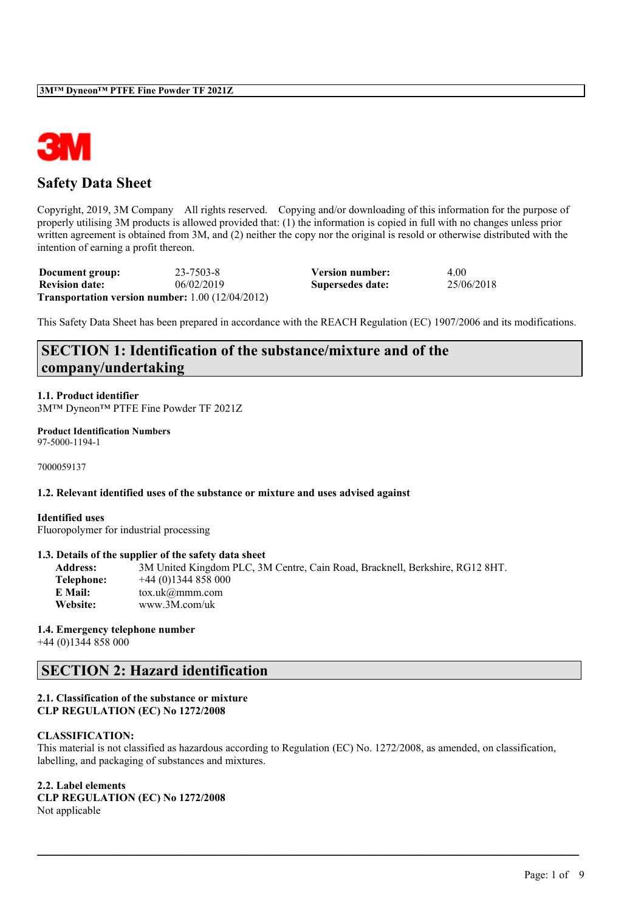# Safety Data Sheet

Copyright, 2019, 3M Company All rights reserved. Copying and/or downloading of this information for the purpose of properly utilising 3M products is allowed provided that: (1) the information is copied in full with no changes unless prior written agreement is obtained from 3M, and (2) neither the copy nor the original is resold or otherwise distributed with the intention of earning a profit thereon.

| | | | |
|---|---|---|---|
| **Document group:** | 23-7503-8 | **Version number:** | 4.00 |
| **Revision date:** | 06/02/2019 | **Supersedes date:** | 25/06/2018 |

**Transportation version number:** 1.00 (12/04/2012)

This Safety Data Sheet has been prepared in accordance with the REACH Regulation (EC) 1907/2006 and its modifications.

## SECTION 1: Identification of the substance/mixture and of the company/undertaking

### 1.1. Product identifier

3M™ Dyneon™ PTFE Fine Powder TF 2021Z

**Product Identification Numbers**

97-5000-1194-1

7000059137

### 1.2. Relevant identified uses of the substance or mixture and uses advised against

**Identified uses**

Fluoropolymer for industrial processing

### 1.3. Details of the supplier of the safety data sheet

| | |
|---|---|
| **Address:** | 3M United Kingdom PLC, 3M Centre, Cain Road, Bracknell, Berkshire, RG12 8HT. |
| **Telephone:** | +44 (0)1344 858 000 |
| **E Mail:** | tox.uk@mmm.com |
| **Website:** | www.3M.com/uk |

### 1.4. Emergency telephone number

+44 (0)1344 858 000

## SECTION 2: Hazard identification

### 2.1. Classification of the substance or mixture

**CLP REGULATION (EC) No 1272/2008**

**CLASSIFICATION:**

This material is not classified as hazardous according to Regulation (EC) No. 1272/2008, as amended, on classification, labelling, and packaging of substances and mixtures.

### 2.2. Label elements

**CLP REGULATION (EC) No 1272/2008**

Not applicable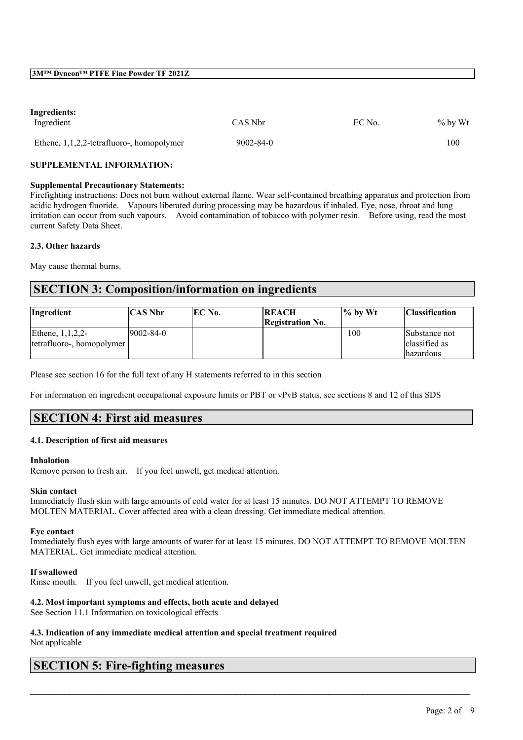**Ingredients:**

| Ingredient | CAS Nbr | EC No. | % by Wt |
|---|---|---|---|
| Ethene, 1,1,2,2-tetrafluoro-, homopolymer | 9002-84-0 | | 100 |

**SUPPLEMENTAL INFORMATION:**

**Supplemental Precautionary Statements:**

Firefighting instructions: Does not burn without external flame. Wear self-contained breathing apparatus and protection from acidic hydrogen fluoride. Vapours liberated during processing may be hazardous if inhaled. Eye, nose, throat and lung irritation can occur from such vapours. Avoid contamination of tobacco with polymer resin. Before using, read the most current Safety Data Sheet.

### 2.3. Other hazards

May cause thermal burns.

## SECTION 3: Composition/information on ingredients

| Ingredient | CAS Nbr | EC No. | REACH Registration No. | % by Wt | Classification |
|---|---|---|---|---|---|
| Ethene, 1,1,2,2-tetrafluoro-, homopolymer | 9002-84-0 | | | 100 | Substance not classified as hazardous |

Please see section 16 for the full text of any H statements referred to in this section

For information on ingredient occupational exposure limits or PBT or vPvB status, see sections 8 and 12 of this SDS

## SECTION 4: First aid measures

### 4.1. Description of first aid measures

**Inhalation**

Remove person to fresh air. If you feel unwell, get medical attention.

**Skin contact**

Immediately flush skin with large amounts of cold water for at least 15 minutes. DO NOT ATTEMPT TO REMOVE MOLTEN MATERIAL. Cover affected area with a clean dressing. Get immediate medical attention.

**Eye contact**

Immediately flush eyes with large amounts of water for at least 15 minutes. DO NOT ATTEMPT TO REMOVE MOLTEN MATERIAL. Get immediate medical attention.

**If swallowed**

Rinse mouth. If you feel unwell, get medical attention.

### 4.2. Most important symptoms and effects, both acute and delayed

See Section 11.1 Information on toxicological effects

### 4.3. Indication of any immediate medical attention and special treatment required

Not applicable

## SECTION 5: Fire-fighting measures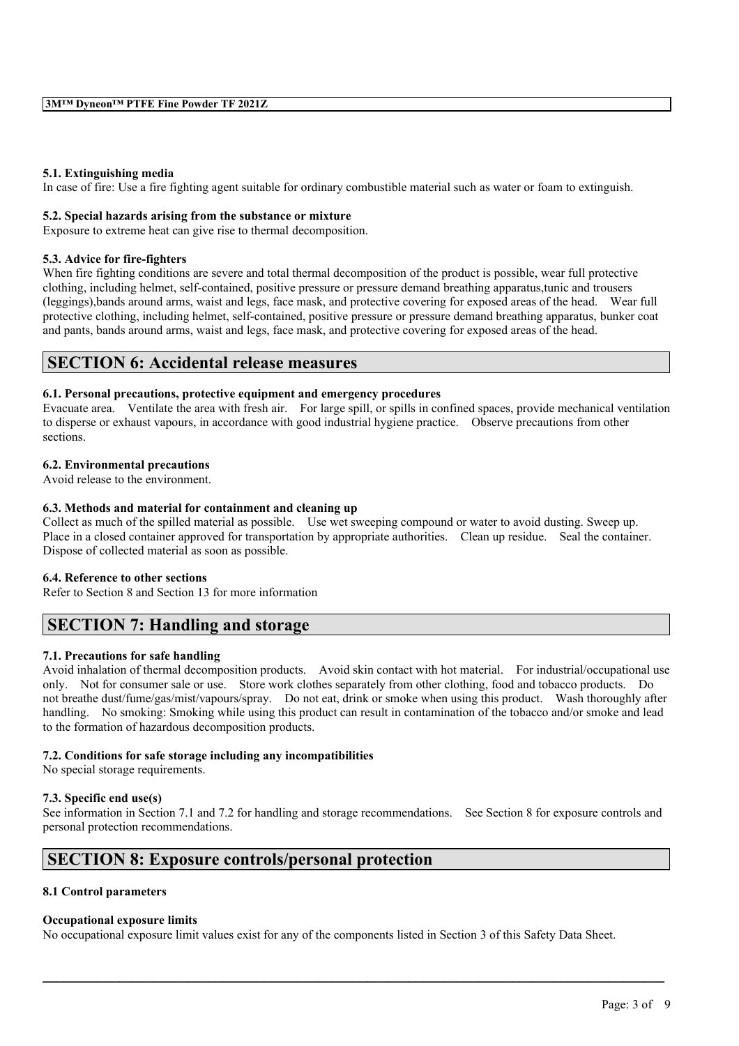#### 5.1. Extinguishing media

In case of fire: Use a fire fighting agent suitable for ordinary combustible material such as water or foam to extinguish.

#### 5.2. Special hazards arising from the substance or mixture

Exposure to extreme heat can give rise to thermal decomposition.

#### 5.3. Advice for fire-fighters

When fire fighting conditions are severe and total thermal decomposition of the product is possible, wear full protective clothing, including helmet, self-contained, positive pressure or pressure demand breathing apparatus,tunic and trousers (leggings),bands around arms, waist and legs, face mask, and protective covering for exposed areas of the head. Wear full protective clothing, including helmet, self-contained, positive pressure or pressure demand breathing apparatus, bunker coat and pants, bands around arms, waist and legs, face mask, and protective covering for exposed areas of the head.

## SECTION 6: Accidental release measures

#### 6.1. Personal precautions, protective equipment and emergency procedures

Evacuate area. Ventilate the area with fresh air. For large spill, or spills in confined spaces, provide mechanical ventilation to disperse or exhaust vapours, in accordance with good industrial hygiene practice. Observe precautions from other sections.

#### 6.2. Environmental precautions

Avoid release to the environment.

#### 6.3. Methods and material for containment and cleaning up

Collect as much of the spilled material as possible. Use wet sweeping compound or water to avoid dusting. Sweep up. Place in a closed container approved for transportation by appropriate authorities. Clean up residue. Seal the container. Dispose of collected material as soon as possible.

#### 6.4. Reference to other sections

Refer to Section 8 and Section 13 for more information

## SECTION 7: Handling and storage

#### 7.1. Precautions for safe handling

Avoid inhalation of thermal decomposition products. Avoid skin contact with hot material. For industrial/occupational use only. Not for consumer sale or use. Store work clothes separately from other clothing, food and tobacco products. Do not breathe dust/fume/gas/mist/vapours/spray. Do not eat, drink or smoke when using this product. Wash thoroughly after handling. No smoking: Smoking while using this product can result in contamination of the tobacco and/or smoke and lead to the formation of hazardous decomposition products.

#### 7.2. Conditions for safe storage including any incompatibilities

No special storage requirements.

#### 7.3. Specific end use(s)

See information in Section 7.1 and 7.2 for handling and storage recommendations. See Section 8 for exposure controls and personal protection recommendations.

## SECTION 8: Exposure controls/personal protection

#### 8.1 Control parameters

**Occupational exposure limits**

No occupational exposure limit values exist for any of the components listed in Section 3 of this Safety Data Sheet.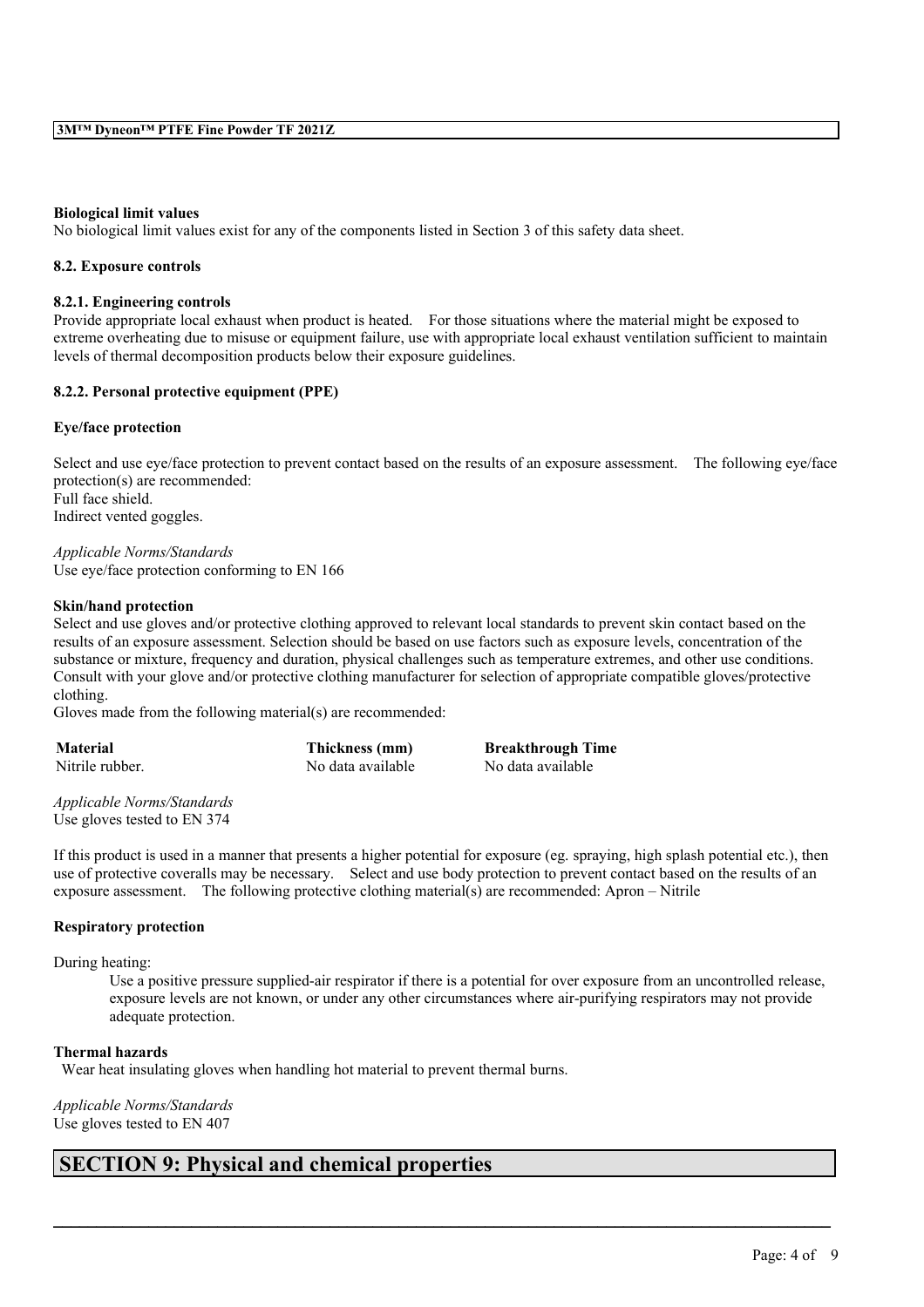### Biological limit values

No biological limit values exist for any of the components listed in Section 3 of this safety data sheet.

### 8.2. Exposure controls

#### 8.2.1. Engineering controls

Provide appropriate local exhaust when product is heated. For those situations where the material might be exposed to extreme overheating due to misuse or equipment failure, use with appropriate local exhaust ventilation sufficient to maintain levels of thermal decomposition products below their exposure guidelines.

#### 8.2.2. Personal protective equipment (PPE)

**Eye/face protection**

Select and use eye/face protection to prevent contact based on the results of an exposure assessment. The following eye/face protection(s) are recommended:
Full face shield.
Indirect vented goggles.

*Applicable Norms/Standards*
Use eye/face protection conforming to EN 166

**Skin/hand protection**

Select and use gloves and/or protective clothing approved to relevant local standards to prevent skin contact based on the results of an exposure assessment. Selection should be based on use factors such as exposure levels, concentration of the substance or mixture, frequency and duration, physical challenges such as temperature extremes, and other use conditions. Consult with your glove and/or protective clothing manufacturer for selection of appropriate compatible gloves/protective clothing.
Gloves made from the following material(s) are recommended:

| Material | Thickness (mm) | Breakthrough Time |
|---|---|---|
| Nitrile rubber. | No data available | No data available |

*Applicable Norms/Standards*
Use gloves tested to EN 374

If this product is used in a manner that presents a higher potential for exposure (eg. spraying, high splash potential etc.), then use of protective coveralls may be necessary. Select and use body protection to prevent contact based on the results of an exposure assessment. The following protective clothing material(s) are recommended: Apron – Nitrile

**Respiratory protection**

During heating:

Use a positive pressure supplied-air respirator if there is a potential for over exposure from an uncontrolled release, exposure levels are not known, or under any other circumstances where air-purifying respirators may not provide adequate protection.

**Thermal hazards**

Wear heat insulating gloves when handling hot material to prevent thermal burns.

*Applicable Norms/Standards*
Use gloves tested to EN 407

## SECTION 9: Physical and chemical properties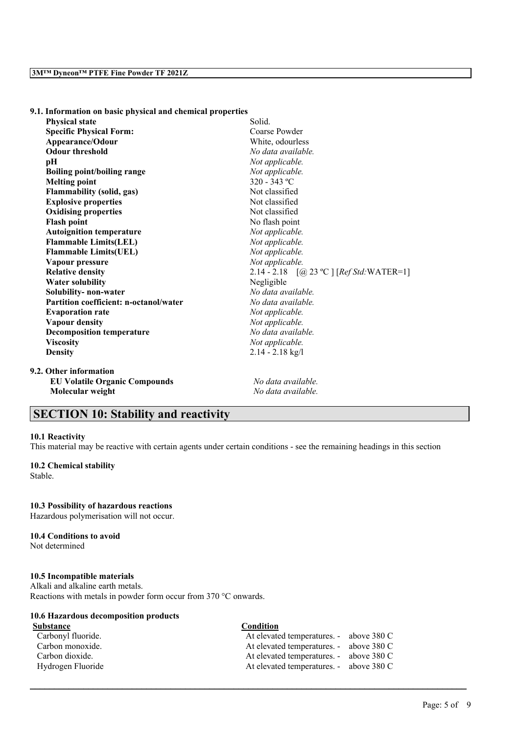### 9.1. Information on basic physical and chemical properties

| | |
|---|---|
| **Physical state** | Solid. |
| **Specific Physical Form:** | Coarse Powder |
| **Appearance/Odour** | White, odourless |
| **Odour threshold** | *No data available.* |
| **pH** | *Not applicable.* |
| **Boiling point/boiling range** | *Not applicable.* |
| **Melting point** | 320 - 343 ºC |
| **Flammability (solid, gas)** | Not classified |
| **Explosive properties** | Not classified |
| **Oxidising properties** | Not classified |
| **Flash point** | No flash point |
| **Autoignition temperature** | *Not applicable.* |
| **Flammable Limits(LEL)** | *Not applicable.* |
| **Flammable Limits(UEL)** | *Not applicable.* |
| **Vapour pressure** | *Not applicable.* |
| **Relative density** | 2.14 - 2.18 [@ 23 ºC ] [*Ref Std:*WATER=1] |
| **Water solubility** | Negligible |
| **Solubility- non-water** | *No data available.* |
| **Partition coefficient: n-octanol/water** | *No data available.* |
| **Evaporation rate** | *Not applicable.* |
| **Vapour density** | *Not applicable.* |
| **Decomposition temperature** | *No data available.* |
| **Viscosity** | *Not applicable.* |
| **Density** | 2.14 - 2.18 kg/l |

### 9.2. Other information

| | |
|---|---|
| **EU Volatile Organic Compounds** | *No data available.* |
| **Molecular weight** | *No data available.* |

## SECTION 10: Stability and reactivity

### 10.1 Reactivity
This material may be reactive with certain agents under certain conditions - see the remaining headings in this section

### 10.2 Chemical stability
Stable.

### 10.3 Possibility of hazardous reactions
Hazardous polymerisation will not occur.

### 10.4 Conditions to avoid
Not determined

### 10.5 Incompatible materials
Alkali and alkaline earth metals.
Reactions with metals in powder form occur from 370 °C onwards.

### 10.6 Hazardous decomposition products

| Substance | Condition |
|---|---|
| Carbonyl fluoride. | At elevated temperatures. - above 380 C |
| Carbon monoxide. | At elevated temperatures. - above 380 C |
| Carbon dioxide. | At elevated temperatures. - above 380 C |
| Hydrogen Fluoride | At elevated temperatures. - above 380 C |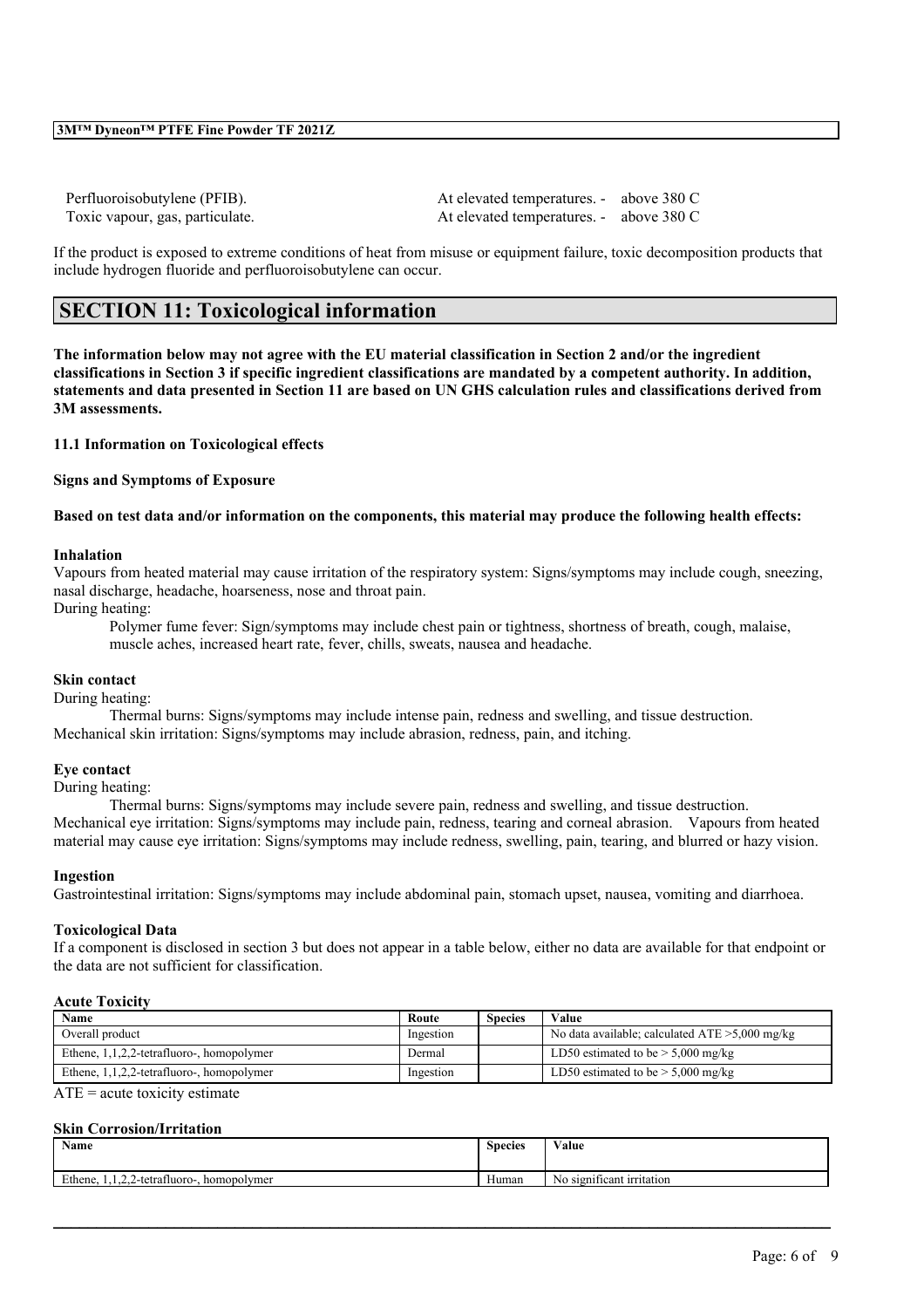| | | |
|---|---|---|
| Perfluoroisobutylene (PFIB). | At elevated temperatures. - | above 380 C |
| Toxic vapour, gas, particulate. | At elevated temperatures. - | above 380 C |

If the product is exposed to extreme conditions of heat from misuse or equipment failure, toxic decomposition products that include hydrogen fluoride and perfluoroisobutylene can occur.

# SECTION 11: Toxicological information

**The information below may not agree with the EU material classification in Section 2 and/or the ingredient classifications in Section 3 if specific ingredient classifications are mandated by a competent authority. In addition, statements and data presented in Section 11 are based on UN GHS calculation rules and classifications derived from 3M assessments.**

**11.1 Information on Toxicological effects**

**Signs and Symptoms of Exposure**

**Based on test data and/or information on the components, this material may produce the following health effects:**

**Inhalation**

Vapours from heated material may cause irritation of the respiratory system: Signs/symptoms may include cough, sneezing, nasal discharge, headache, hoarseness, nose and throat pain.

During heating:

Polymer fume fever: Sign/symptoms may include chest pain or tightness, shortness of breath, cough, malaise, muscle aches, increased heart rate, fever, chills, sweats, nausea and headache.

**Skin contact**

During heating:

Thermal burns: Signs/symptoms may include intense pain, redness and swelling, and tissue destruction.

Mechanical skin irritation: Signs/symptoms may include abrasion, redness, pain, and itching.

**Eye contact**

During heating:

Thermal burns: Signs/symptoms may include severe pain, redness and swelling, and tissue destruction.

Mechanical eye irritation: Signs/symptoms may include pain, redness, tearing and corneal abrasion. Vapours from heated material may cause eye irritation: Signs/symptoms may include redness, swelling, pain, tearing, and blurred or hazy vision.

**Ingestion**

Gastrointestinal irritation: Signs/symptoms may include abdominal pain, stomach upset, nausea, vomiting and diarrhoea.

**Toxicological Data**

If a component is disclosed in section 3 but does not appear in a table below, either no data are available for that endpoint or the data are not sufficient for classification.

**Acute Toxicity**

| Name | Route | Species | Value |
|---|---|---|---|
| Overall product | Ingestion | | No data available; calculated ATE >5,000 mg/kg |
| Ethene, 1,1,2,2-tetrafluoro-, homopolymer | Dermal | | LD50 estimated to be > 5,000 mg/kg |
| Ethene, 1,1,2,2-tetrafluoro-, homopolymer | Ingestion | | LD50 estimated to be > 5,000 mg/kg |

ATE = acute toxicity estimate

**Skin Corrosion/Irritation**

| Name | Species | Value |
|---|---|---|
| Ethene, 1,1,2,2-tetrafluoro-, homopolymer | Human | No significant irritation |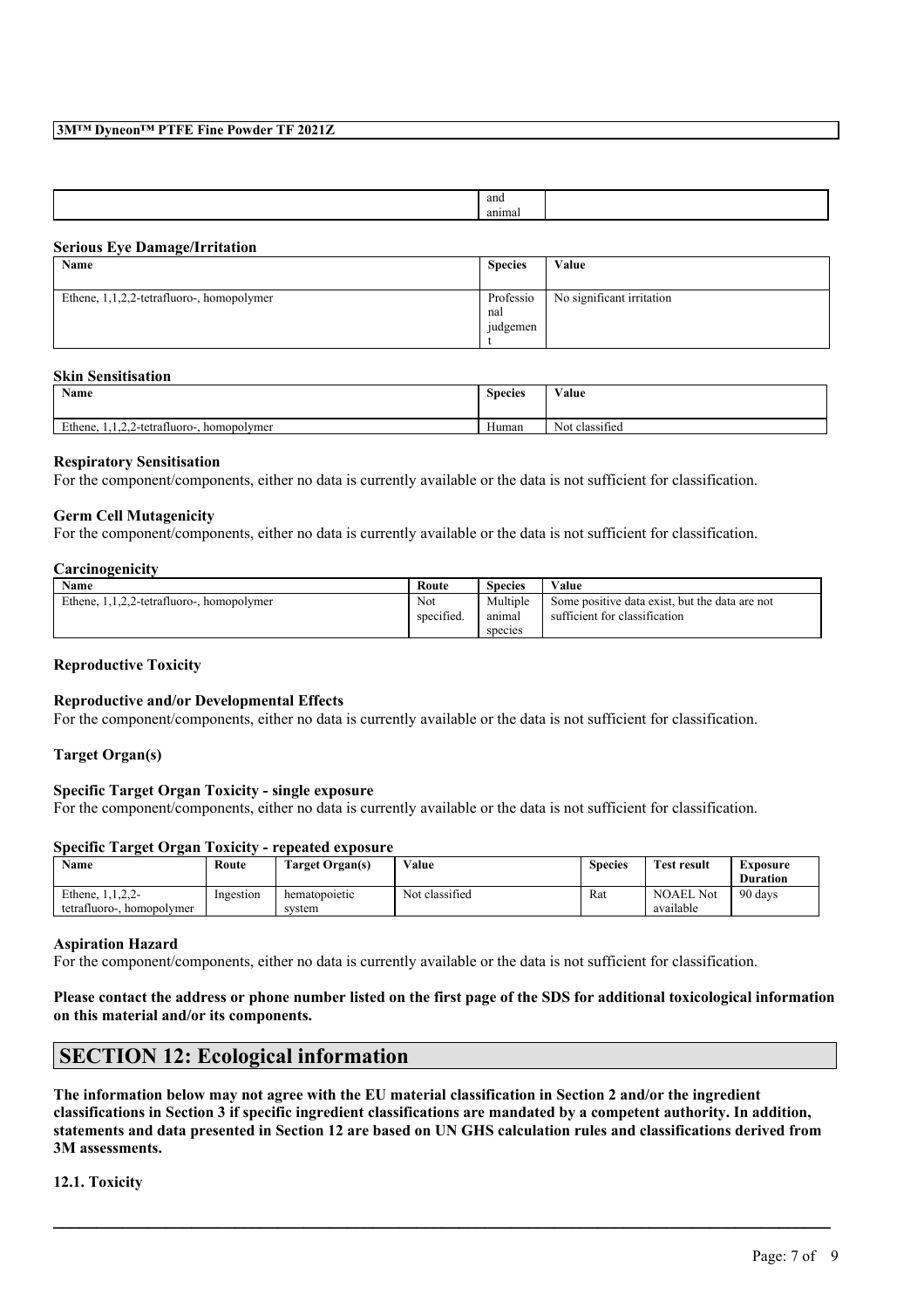|  | and animal |  |
|---|---|---|

**Serious Eye Damage/Irritation**

| Name | Species | Value |
|---|---|---|
| Ethene, 1,1,2,2-tetrafluoro-, homopolymer | Professional judgement | No significant irritation |

**Skin Sensitisation**

| Name | Species | Value |
|---|---|---|
| Ethene, 1,1,2,2-tetrafluoro-, homopolymer | Human | Not classified |

**Respiratory Sensitisation**

For the component/components, either no data is currently available or the data is not sufficient for classification.

**Germ Cell Mutagenicity**

For the component/components, either no data is currently available or the data is not sufficient for classification.

**Carcinogenicity**

| Name | Route | Species | Value |
|---|---|---|---|
| Ethene, 1,1,2,2-tetrafluoro-, homopolymer | Not specified. | Multiple animal species | Some positive data exist, but the data are not sufficient for classification |

**Reproductive Toxicity**

**Reproductive and/or Developmental Effects**

For the component/components, either no data is currently available or the data is not sufficient for classification.

**Target Organ(s)**

**Specific Target Organ Toxicity - single exposure**

For the component/components, either no data is currently available or the data is not sufficient for classification.

**Specific Target Organ Toxicity - repeated exposure**

| Name | Route | Target Organ(s) | Value | Species | Test result | Exposure Duration |
|---|---|---|---|---|---|---|
| Ethene, 1,1,2,2-tetrafluoro-, homopolymer | Ingestion | hematopoietic system | Not classified | Rat | NOAEL Not available | 90 days |

**Aspiration Hazard**

For the component/components, either no data is currently available or the data is not sufficient for classification.

**Please contact the address or phone number listed on the first page of the SDS for additional toxicological information on this material and/or its components.**

## SECTION 12: Ecological information

**The information below may not agree with the EU material classification in Section 2 and/or the ingredient classifications in Section 3 if specific ingredient classifications are mandated by a competent authority. In addition, statements and data presented in Section 12 are based on UN GHS calculation rules and classifications derived from 3M assessments.**

**12.1. Toxicity**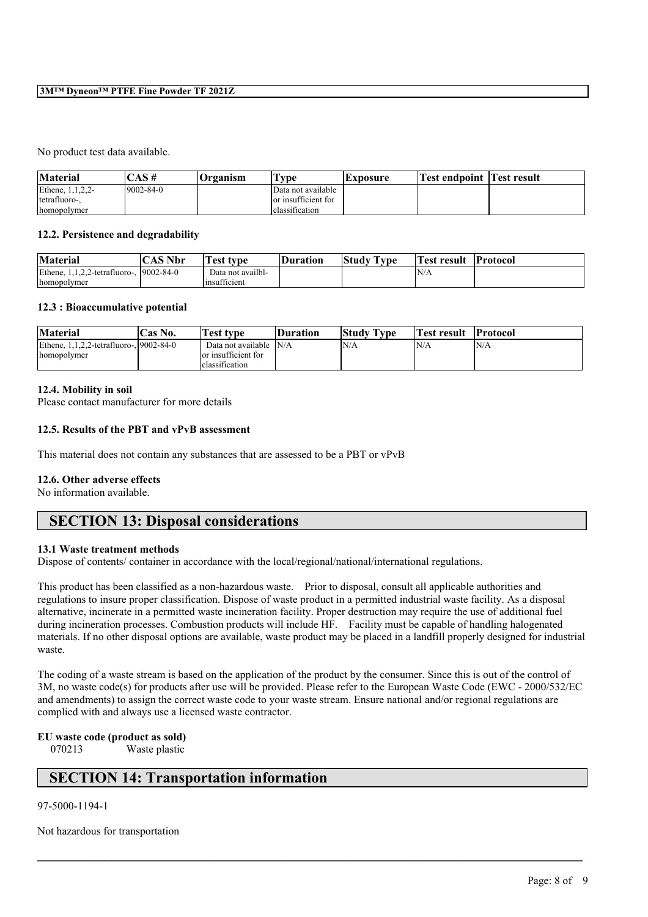No product test data available.

| Material | CAS # | Organism | Type | Exposure | Test endpoint | Test result |
|---|---|---|---|---|---|---|
| Ethene, 1,1,2,2-tetrafluoro-, homopolymer | 9002-84-0 | | Data not available or insufficient for classification | | | |

### 12.2. Persistence and degradability

| Material | CAS Nbr | Test type | Duration | Study Type | Test result | Protocol |
|---|---|---|---|---|---|---|
| Ethene, 1,1,2,2-tetrafluoro-, homopolymer | 9002-84-0 | Data not availbl-insufficient | | | N/A | |

### 12.3 : Bioaccumulative potential

| Material | Cas No. | Test type | Duration | Study Type | Test result | Protocol |
|---|---|---|---|---|---|---|
| Ethene, 1,1,2,2-tetrafluoro-, homopolymer | 9002-84-0 | Data not available or insufficient for classification | N/A | N/A | N/A | N/A |

### 12.4. Mobility in soil

Please contact manufacturer for more details

### 12.5. Results of the PBT and vPvB assessment

This material does not contain any substances that are assessed to be a PBT or vPvB

### 12.6. Other adverse effects

No information available.

## SECTION 13: Disposal considerations

### 13.1 Waste treatment methods

Dispose of contents/ container in accordance with the local/regional/national/international regulations.

This product has been classified as a non-hazardous waste. Prior to disposal, consult all applicable authorities and regulations to insure proper classification. Dispose of waste product in a permitted industrial waste facility. As a disposal alternative, incinerate in a permitted waste incineration facility. Proper destruction may require the use of additional fuel during incineration processes. Combustion products will include HF. Facility must be capable of handling halogenated materials. If no other disposal options are available, waste product may be placed in a landfill properly designed for industrial waste.

The coding of a waste stream is based on the application of the product by the consumer. Since this is out of the control of 3M, no waste code(s) for products after use will be provided. Please refer to the European Waste Code (EWC - 2000/532/EC and amendments) to assign the correct waste code to your waste stream. Ensure national and/or regional regulations are complied with and always use a licensed waste contractor.

**EU waste code (product as sold)**

070213 Waste plastic

## SECTION 14: Transportation information

97-5000-1194-1

Not hazardous for transportation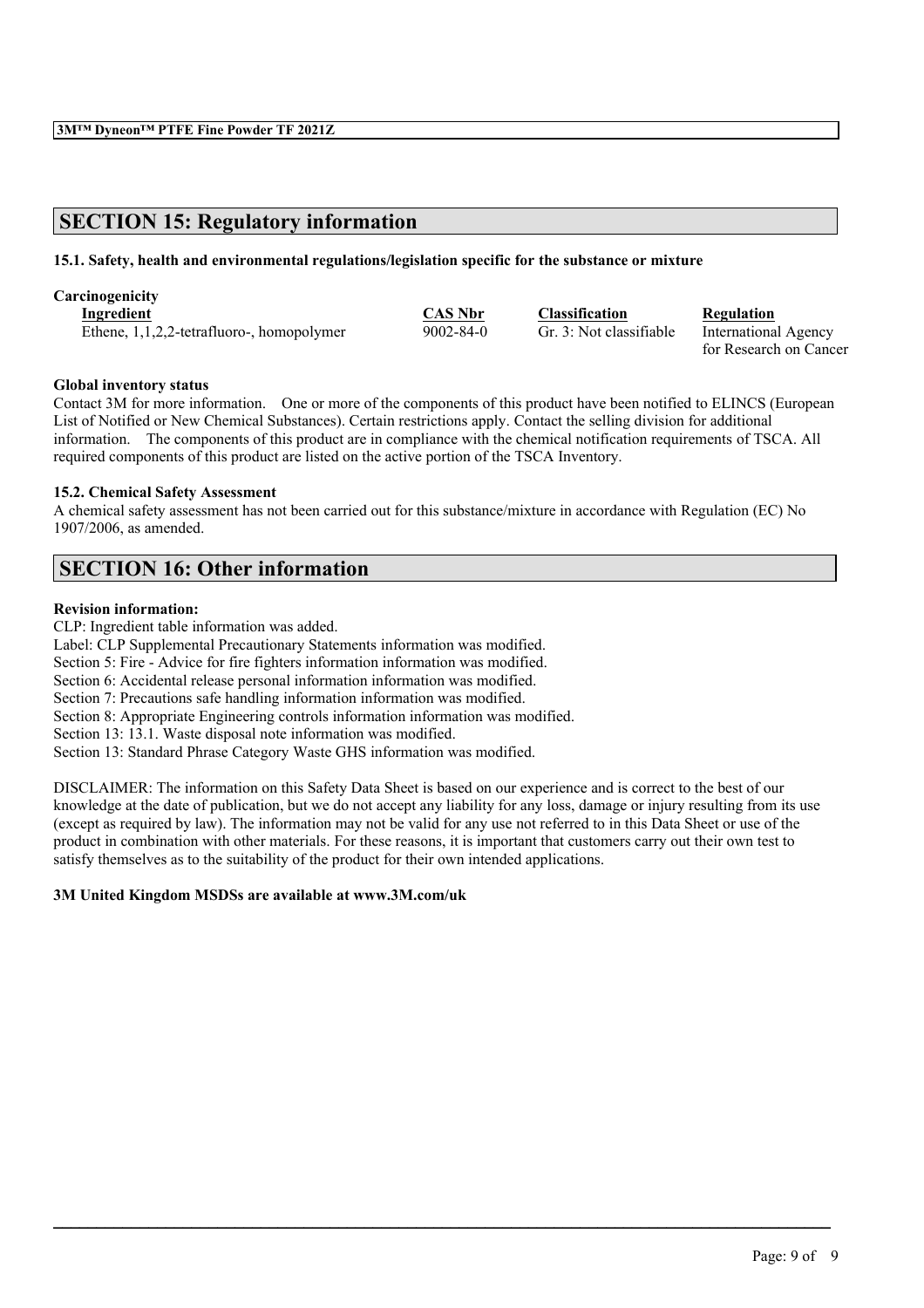## SECTION 15: Regulatory information

### 15.1. Safety, health and environmental regulations/legislation specific for the substance or mixture

**Carcinogenicity**

| Ingredient | CAS Nbr | Classification | Regulation |
|---|---|---|---|
| Ethene, 1,1,2,2-tetrafluoro-, homopolymer | 9002-84-0 | Gr. 3: Not classifiable | International Agency for Research on Cancer |

**Global inventory status**

Contact 3M for more information. One or more of the components of this product have been notified to ELINCS (European List of Notified or New Chemical Substances). Certain restrictions apply. Contact the selling division for additional information. The components of this product are in compliance with the chemical notification requirements of TSCA. All required components of this product are listed on the active portion of the TSCA Inventory.

**15.2. Chemical Safety Assessment**

A chemical safety assessment has not been carried out for this substance/mixture in accordance with Regulation (EC) No 1907/2006, as amended.

## SECTION 16: Other information

**Revision information:**

CLP: Ingredient table information was added.
Label: CLP Supplemental Precautionary Statements information was modified.
Section 5: Fire - Advice for fire fighters information information was modified.
Section 6: Accidental release personal information information was modified.
Section 7: Precautions safe handling information information was modified.
Section 8: Appropriate Engineering controls information information was modified.
Section 13: 13.1. Waste disposal note information was modified.
Section 13: Standard Phrase Category Waste GHS information was modified.

DISCLAIMER: The information on this Safety Data Sheet is based on our experience and is correct to the best of our knowledge at the date of publication, but we do not accept any liability for any loss, damage or injury resulting from its use (except as required by law). The information may not be valid for any use not referred to in this Data Sheet or use of the product in combination with other materials. For these reasons, it is important that customers carry out their own test to satisfy themselves as to the suitability of the product for their own intended applications.

**3M United Kingdom MSDSs are available at www.3M.com/uk**